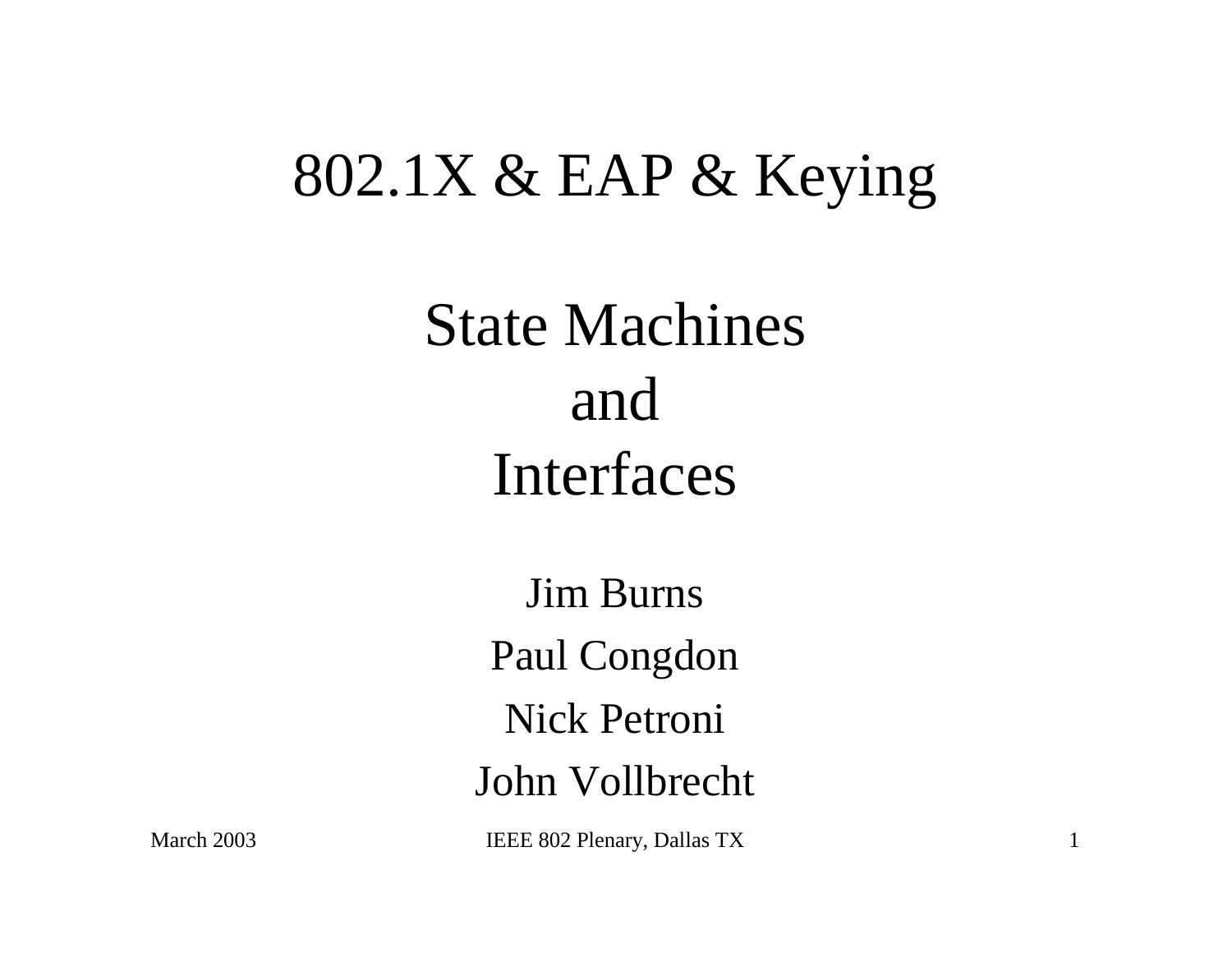# 802.1X & EAP & Keying

## State Machines
## and
## Interfaces

Jim Burns

Paul Congdon

Nick Petroni

John Vollbrecht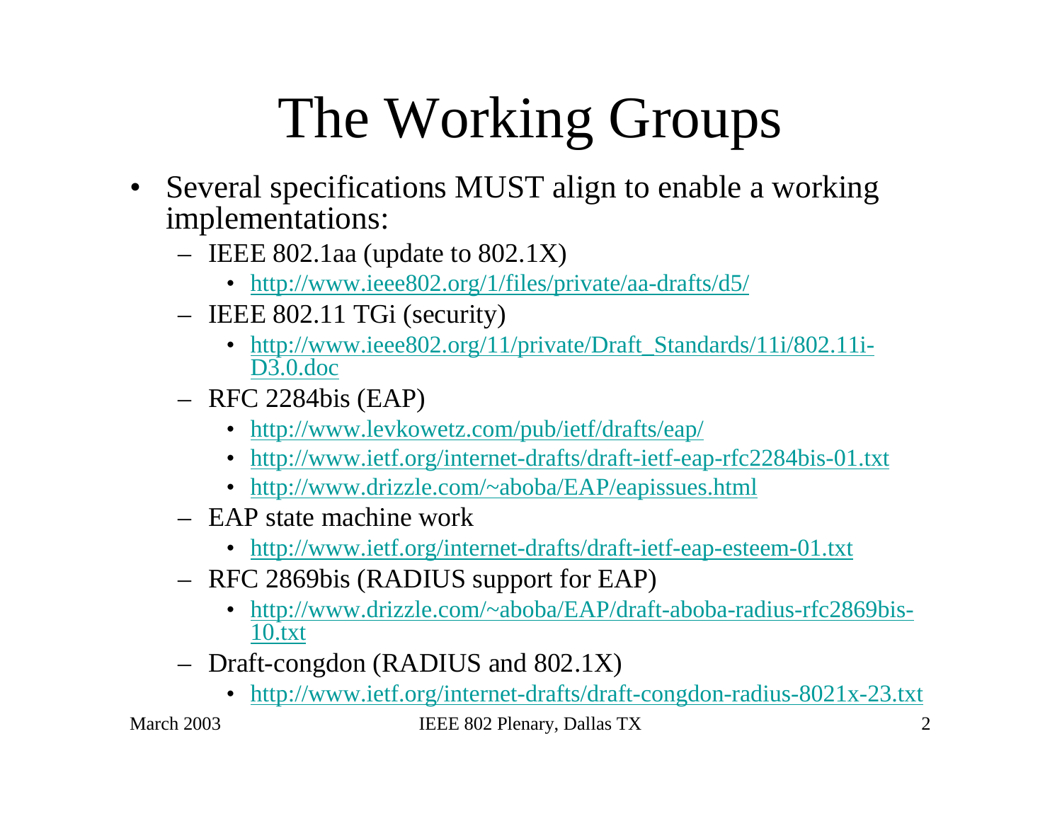# The Working Groups

- Several specifications MUST align to enable a working implementations:
  - IEEE 802.1aa (update to 802.1X)
    - http://www.ieee802.org/1/files/private/aa-drafts/d5/
  - IEEE 802.11 TGi (security)
    - http://www.ieee802.org/11/private/Draft_Standards/11i/802.11i-D3.0.doc
  - RFC 2284bis (EAP)
    - http://www.levkowetz.com/pub/ietf/drafts/eap/
    - http://www.ietf.org/internet-drafts/draft-ietf-eap-rfc2284bis-01.txt
    - http://www.drizzle.com/~aboba/EAP/eapissues.html
  - EAP state machine work
    - http://www.ietf.org/internet-drafts/draft-ietf-eap-esteem-01.txt
  - RFC 2869bis (RADIUS support for EAP)
    - http://www.drizzle.com/~aboba/EAP/draft-aboba-radius-rfc2869bis-10.txt
  - Draft-congdon (RADIUS and 802.1X)
    - http://www.ietf.org/internet-drafts/draft-congdon-radius-8021x-23.txt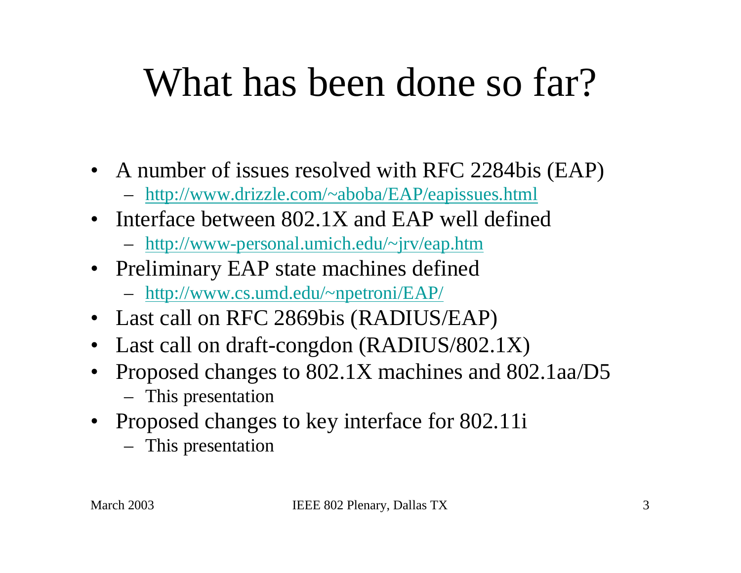# What has been done so far?

- A number of issues resolved with RFC 2284bis (EAP)
  - http://www.drizzle.com/~aboba/EAP/eapissues.html
- Interface between 802.1X and EAP well defined
  - http://www-personal.umich.edu/~jrv/eap.htm
- Preliminary EAP state machines defined
  - http://www.cs.umd.edu/~npetroni/EAP/
- Last call on RFC 2869bis (RADIUS/EAP)
- Last call on draft-congdon (RADIUS/802.1X)
- Proposed changes to 802.1X machines and 802.1aa/D5
  - This presentation
- Proposed changes to key interface for 802.11i
  - This presentation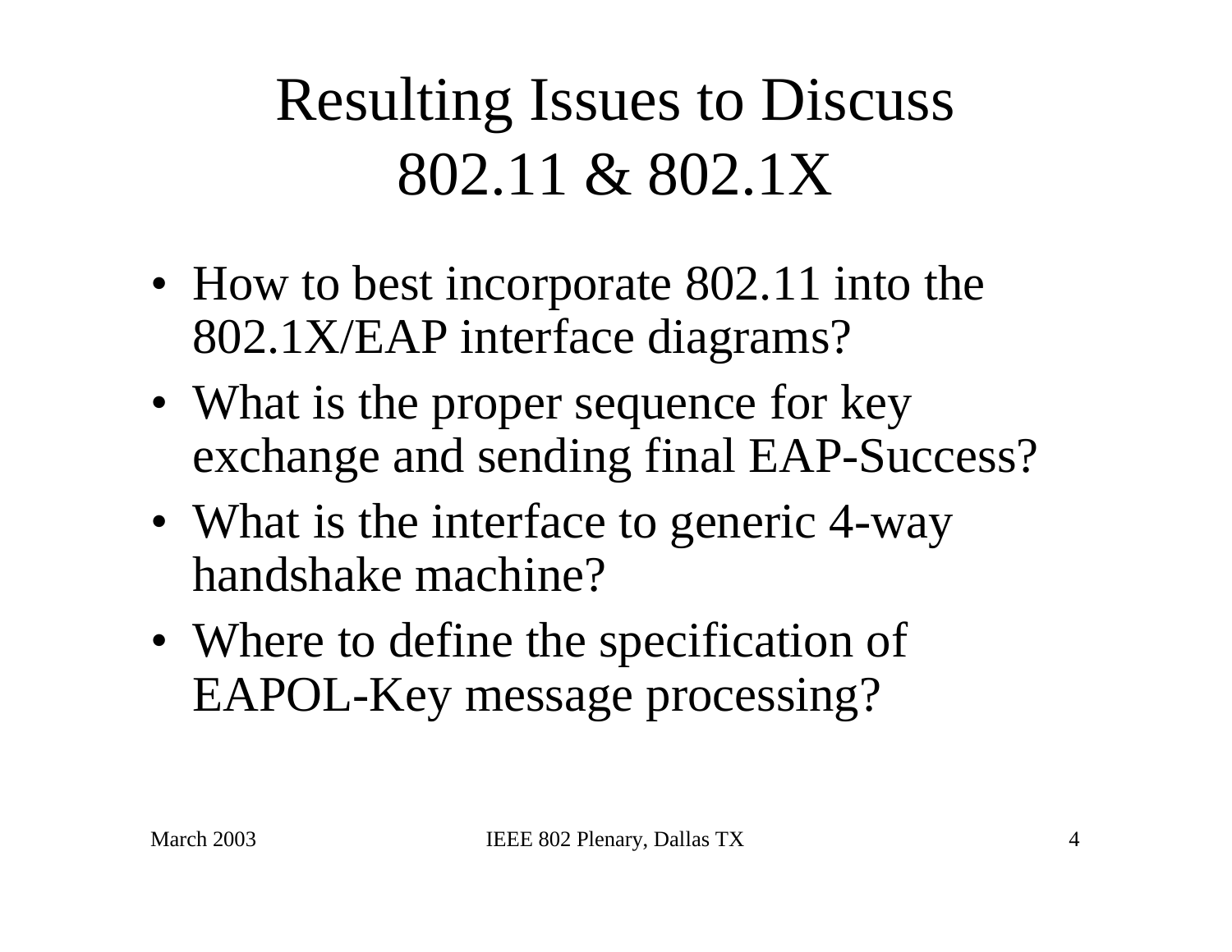# Resulting Issues to Discuss 802.11 & 802.1X

- How to best incorporate 802.11 into the 802.1X/EAP interface diagrams?
- What is the proper sequence for key exchange and sending final EAP-Success?
- What is the interface to generic 4-way handshake machine?
- Where to define the specification of EAPOL-Key message processing?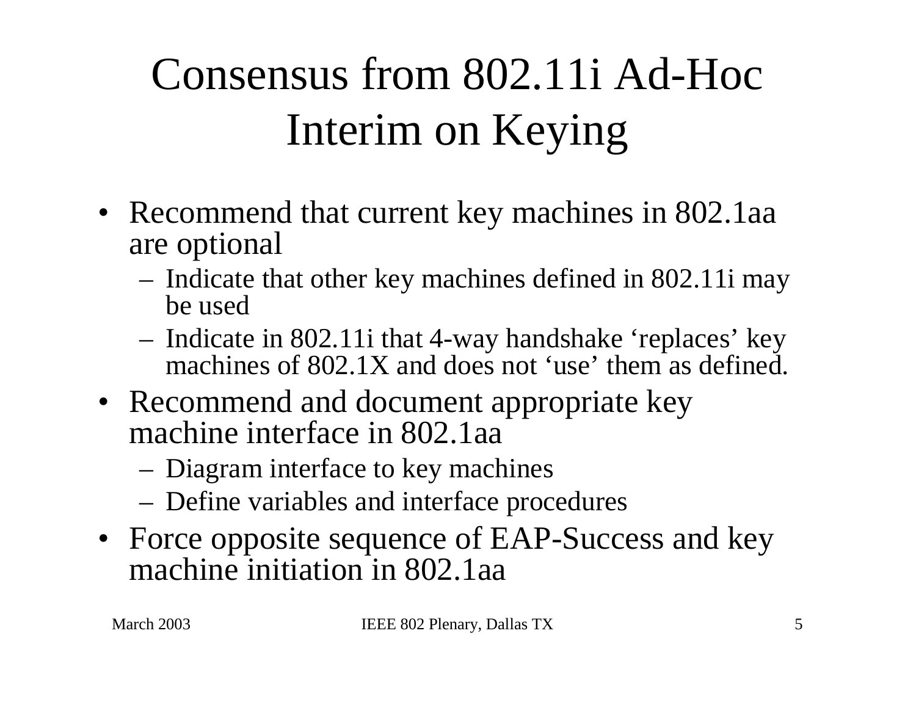# Consensus from 802.11i Ad-Hoc Interim on Keying

- Recommend that current key machines in 802.1aa are optional
  - Indicate that other key machines defined in 802.11i may be used
  - Indicate in 802.11i that 4-way handshake ‘replaces’ key machines of 802.1X and does not ‘use’ them as defined.
- Recommend and document appropriate key machine interface in 802.1aa
  - Diagram interface to key machines
  - Define variables and interface procedures
- Force opposite sequence of EAP-Success and key machine initiation in 802.1aa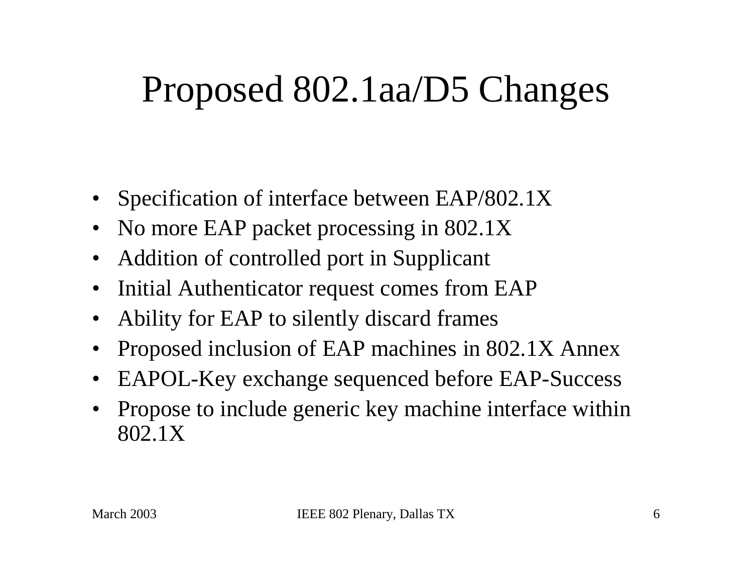# Proposed 802.1aa/D5 Changes

- Specification of interface between EAP/802.1X
- No more EAP packet processing in 802.1X
- Addition of controlled port in Supplicant
- Initial Authenticator request comes from EAP
- Ability for EAP to silently discard frames
- Proposed inclusion of EAP machines in 802.1X Annex
- EAPOL-Key exchange sequenced before EAP-Success
- Propose to include generic key machine interface within 802.1X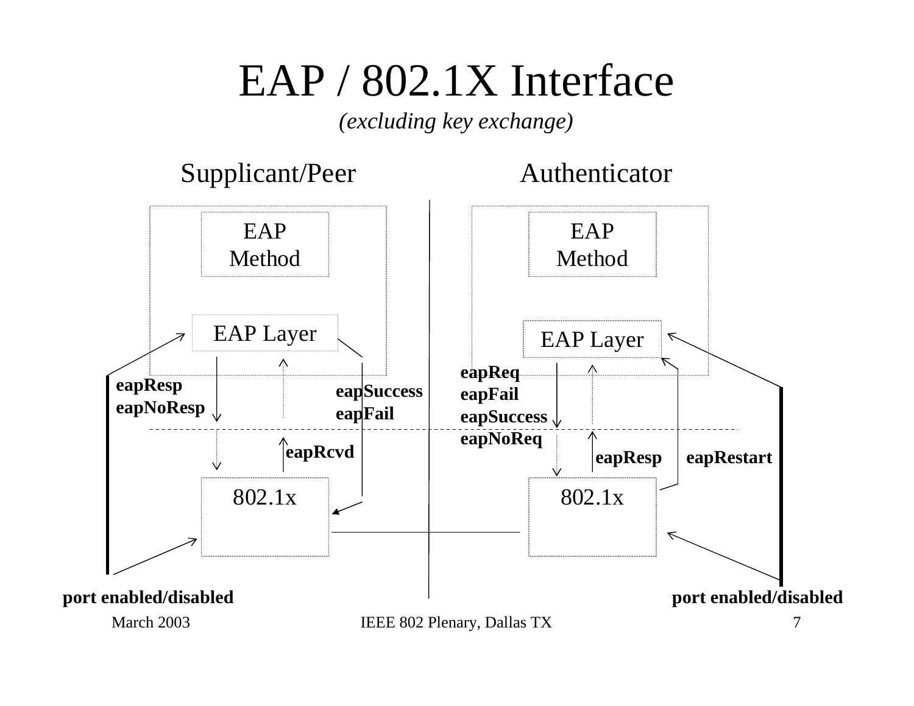# EAP / 802.1X Interface

*(excluding key exchange)*

Supplicant/Peer

- EAP Method
- EAP Layer
- 802.1x

EAP Layer → 802.1x: **eapResp**, **eapNoResp**

802.1x → EAP Layer: **eapRcvd**

EAP Layer → 802.1x: **eapSuccess**, **eapFail**

**port enabled/disabled**

Authenticator

- EAP Method
- EAP Layer
- 802.1x

EAP Layer → 802.1x: **eapReq**, **eapFail**, **eapSuccess**, **eapNoReq**

802.1x → EAP Layer: **eapResp**, **eapRestart**

**port enabled/disabled**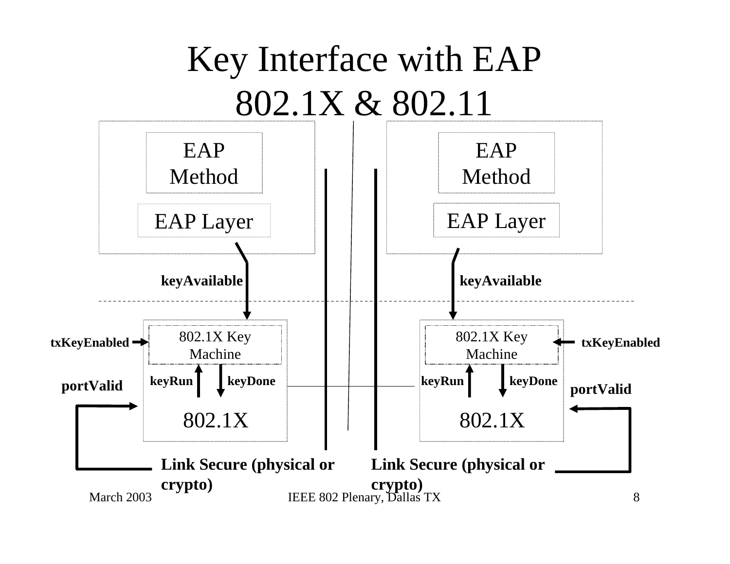# Key Interface with EAP 802.1X & 802.11

EAP Method

EAP Layer

keyAvailable

802.1X Key Machine

txKeyEnabled

keyRun

keyDone

portValid

802.1X

Link Secure (physical or crypto)

EAP Method

EAP Layer

keyAvailable

802.1X Key Machine

txKeyEnabled

keyRun

keyDone

portValid

802.1X

Link Secure (physical or crypto)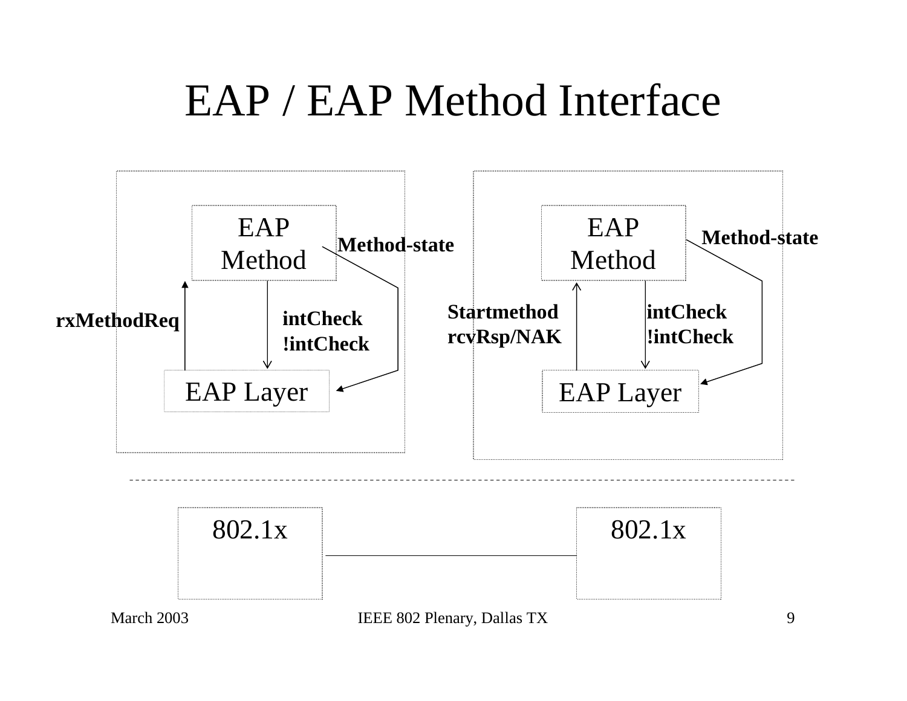# EAP / EAP Method Interface

EAP Method

Method-state

rxMethodReq

intCheck
!intCheck

EAP Layer

EAP Method

Method-state

Startmethod
rcvRsp/NAK

intCheck
!intCheck

EAP Layer

802.1x

802.1x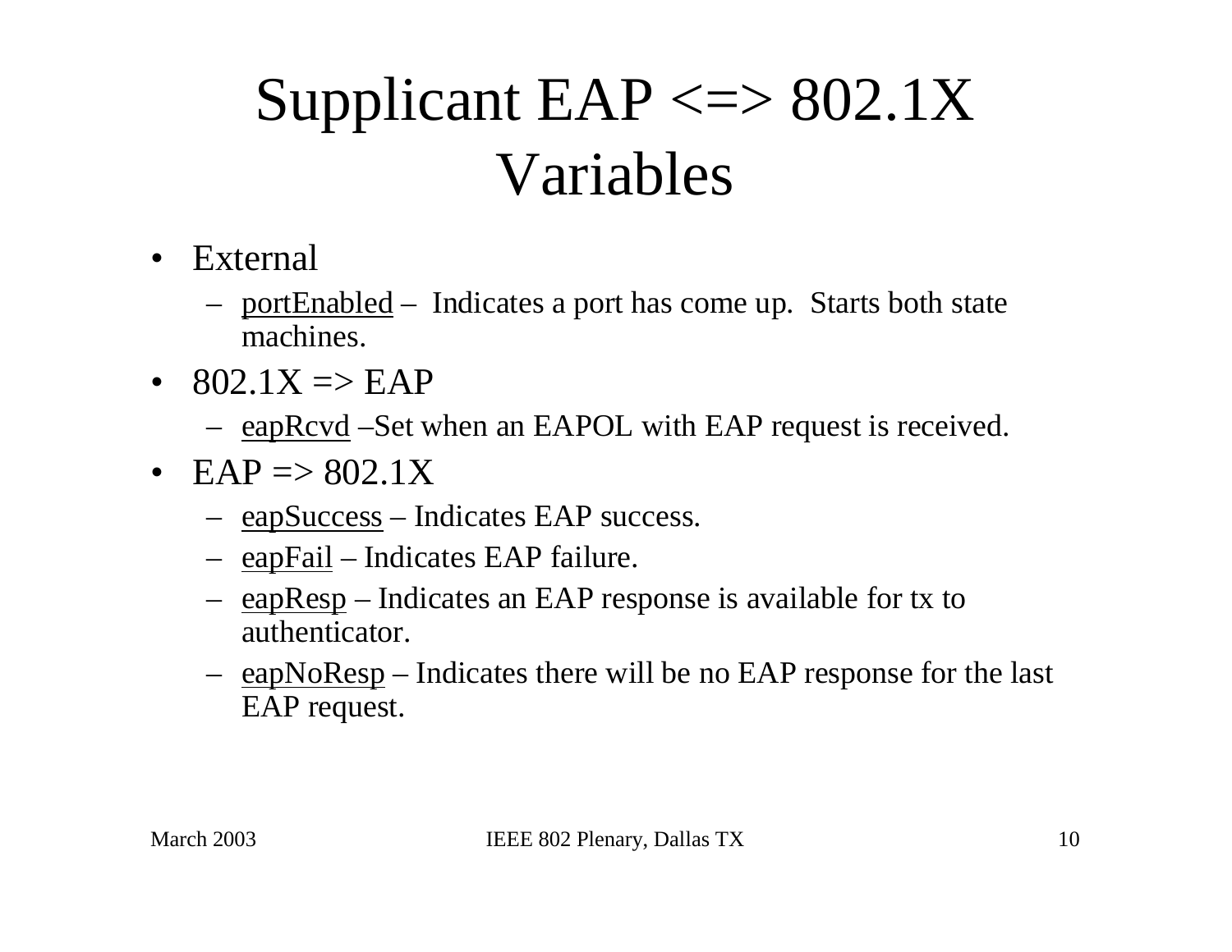# Supplicant EAP <=> 802.1X Variables

- External
  - portEnabled – Indicates a port has come up. Starts both state machines.
- 802.1X => EAP
  - eapRcvd –Set when an EAPOL with EAP request is received.
- EAP => 802.1X
  - eapSuccess – Indicates EAP success.
  - eapFail – Indicates EAP failure.
  - eapResp – Indicates an EAP response is available for tx to authenticator.
  - eapNoResp – Indicates there will be no EAP response for the last EAP request.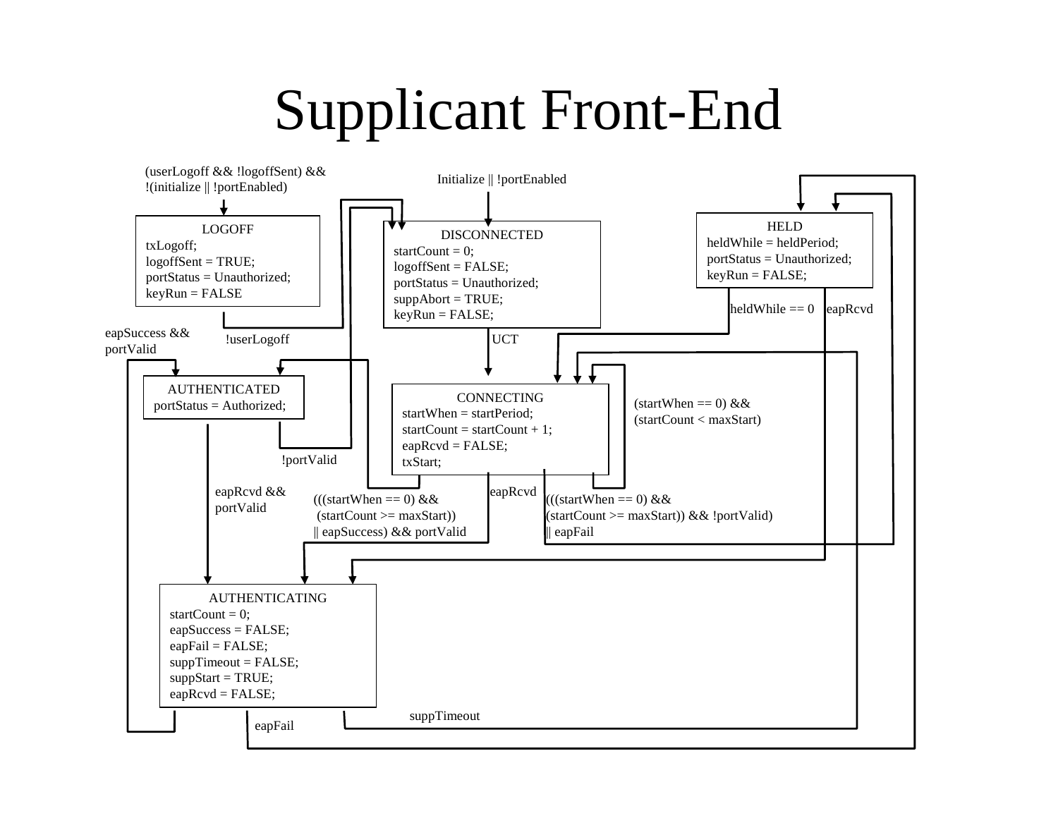# Supplicant Front-End

**LOGOFF**
- Entry condition: (userLogoff && !logoffSent) && !(initialize || !portEnabled)
- txLogoff;
- logoffSent = TRUE;
- portStatus = Unauthorized;
- keyRun = FALSE

**DISCONNECTED**
- Entry condition: Initialize || !portEnabled
- startCount = 0;
- logoffSent = FALSE;
- portStatus = Unauthorized;
- suppAbort = TRUE;
- keyRun = FALSE;

**HELD**
- heldWhile = heldPeriod;
- portStatus = Unauthorized;
- keyRun = FALSE;

**AUTHENTICATED**
- portStatus = Authorized;

**CONNECTING**
- startWhen = startPeriod;
- startCount = startCount + 1;
- eapRcvd = FALSE;
- txStart;

**AUTHENTICATING**
- startCount = 0;
- eapSuccess = FALSE;
- eapFail = FALSE;
- suppTimeout = FALSE;
- suppStart = TRUE;
- eapRcvd = FALSE;

Transitions:
- LOGOFF → DISCONNECTED: !userLogoff
- DISCONNECTED → CONNECTING: UCT
- HELD → CONNECTING: heldWhile == 0
- HELD → AUTHENTICATING: eapRcvd
- AUTHENTICATED → DISCONNECTED: !portValid
- AUTHENTICATED → AUTHENTICATING: eapRcvd && portValid
- CONNECTING → CONNECTING: (startWhen == 0) && (startCount < maxStart)
- CONNECTING → AUTHENTICATED: (((startWhen == 0) && (startCount >= maxStart)) || eapSuccess) && portValid
- CONNECTING → AUTHENTICATING: eapRcvd
- CONNECTING → HELD: (((startWhen == 0) && (startCount >= maxStart)) && !portValid) || eapFail
- AUTHENTICATING → AUTHENTICATED: eapSuccess && portValid
- AUTHENTICATING → CONNECTING: suppTimeout
- AUTHENTICATING → HELD: eapFail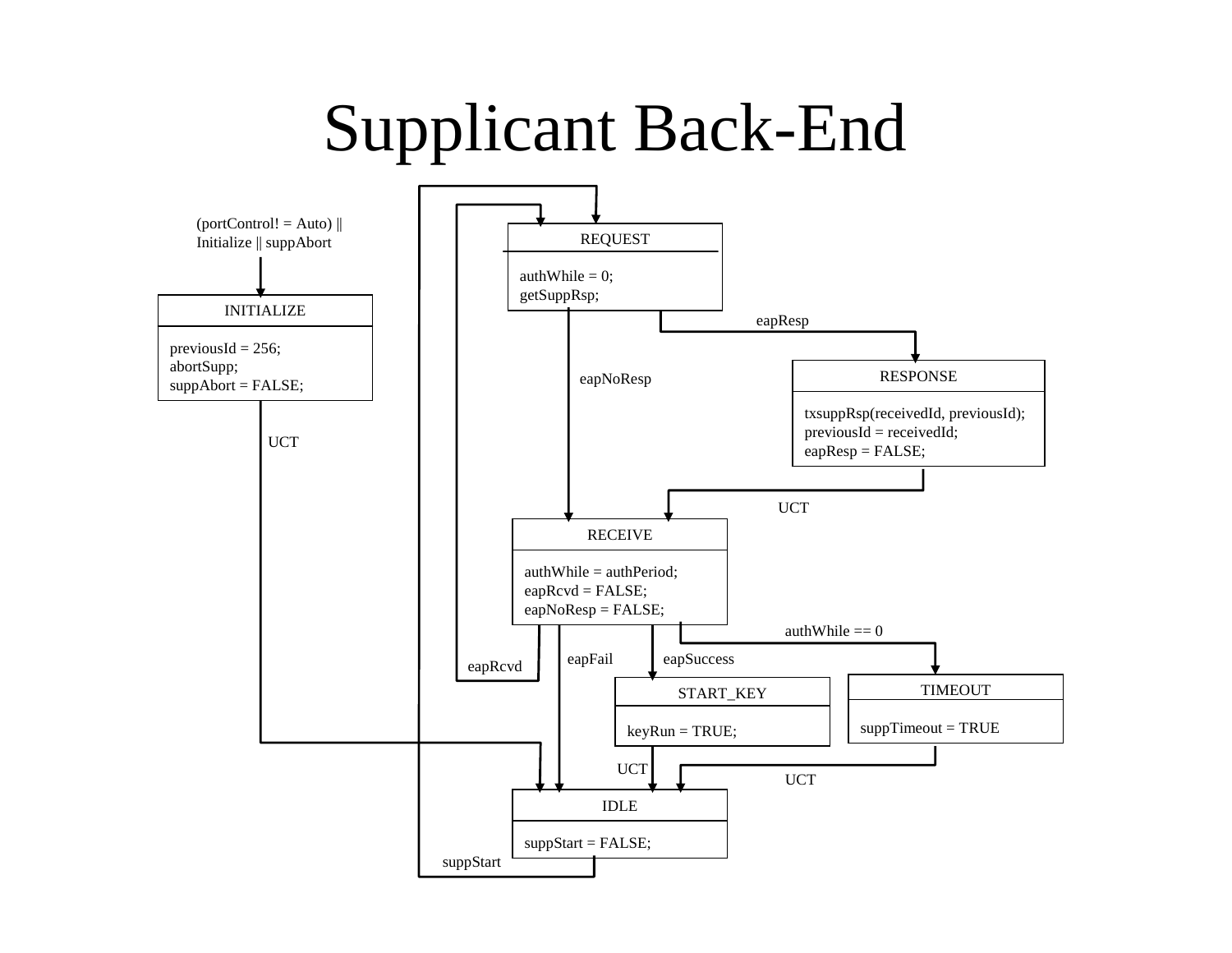# Supplicant Back-End

(portControl! = Auto) || Initialize || suppAbort

**INITIALIZE**
previousId = 256;
abortSupp;
suppAbort = FALSE;

UCT

**REQUEST**
authWhile = 0;
getSuppRsp;

eapResp

eapNoResp

**RESPONSE**
txsuppRsp(receivedId, previousId);
previousId = receivedId;
eapResp = FALSE;

UCT

**RECEIVE**
authWhile = authPeriod;
eapRcvd = FALSE;
eapNoResp = FALSE;

authWhile == 0

eapRcvd

eapFail

eapSuccess

**START_KEY**
keyRun = TRUE;

**TIMEOUT**
suppTimeout = TRUE

UCT

UCT

**IDLE**
suppStart = FALSE;

suppStart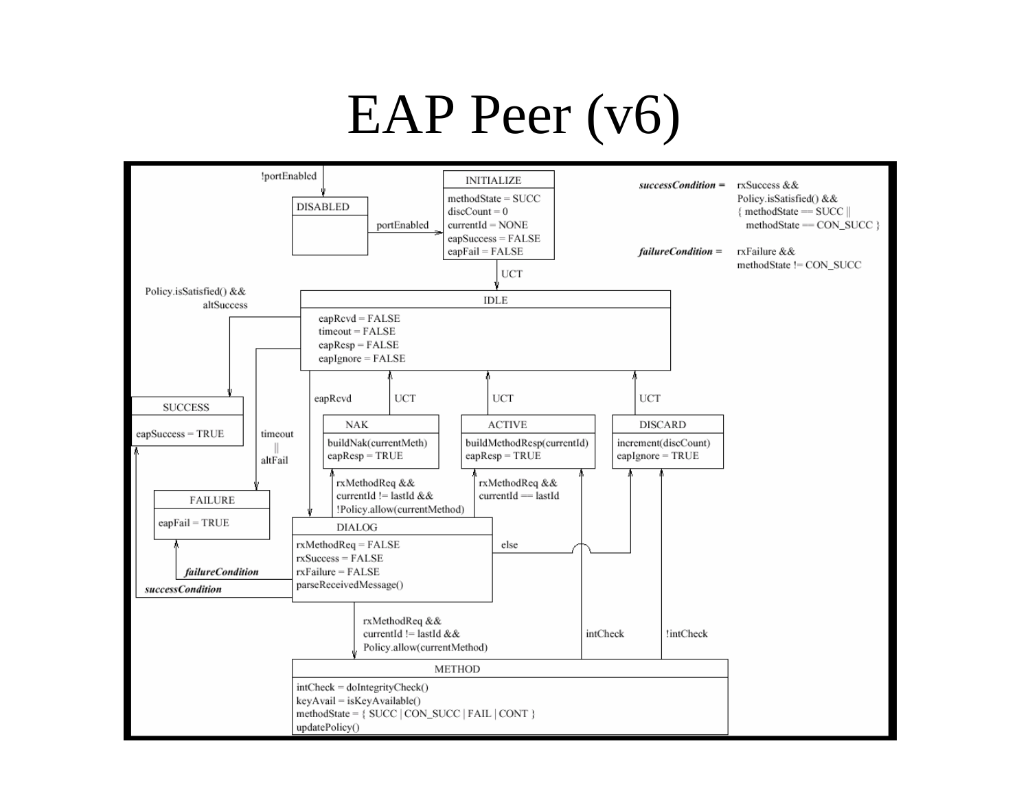# EAP Peer (v6)

**State machine diagram**

**Definitions:**

- ***successCondition*** = rxSuccess && Policy.isSatisfied() && { methodState == SUCC || methodState == CON_SUCC }
- ***failureCondition*** = rxFailure && methodState != CON_SUCC

**States and actions:**

| State | Actions |
| --- | --- |
| DISABLED | |
| INITIALIZE | methodState = SUCC; discCount = 0; currentId = NONE; eapSuccess = FALSE; eapFail = FALSE |
| IDLE | eapRcvd = FALSE; timeout = FALSE; eapResp = FALSE; eapIgnore = FALSE |
| SUCCESS | eapSuccess = TRUE |
| FAILURE | eapFail = TRUE |
| NAK | buildNak(currentMeth); eapResp = TRUE |
| ACTIVE | buildMethodResp(currentId); eapResp = TRUE |
| DISCARD | increment(discCount); eapIgnore = TRUE |
| DIALOG | rxMethodReq = FALSE; rxSuccess = FALSE; rxFailure = FALSE; parseReceivedMessage() |
| METHOD | intCheck = doIntegrityCheck(); keyAvail = isKeyAvailable(); methodState = { SUCC \| CON_SUCC \| FAIL \| CONT }; updatePolicy() |

**Transitions:**

| From | Condition | To |
| --- | --- | --- |
| (any) | !portEnabled | DISABLED |
| DISABLED | portEnabled | INITIALIZE |
| INITIALIZE | UCT | IDLE |
| IDLE | Policy.isSatisfied() && altSuccess | SUCCESS |
| IDLE | timeout \|\| altFail | FAILURE |
| IDLE | eapRcvd | DIALOG |
| NAK | UCT | IDLE |
| ACTIVE | UCT | IDLE |
| DISCARD | UCT | IDLE |
| DIALOG | rxMethodReq && currentId != lastId && !Policy.allow(currentMethod) | NAK |
| DIALOG | rxMethodReq && currentId == lastId | ACTIVE |
| DIALOG | else | DISCARD |
| DIALOG | *failureCondition* | FAILURE |
| DIALOG | *successCondition* | SUCCESS |
| DIALOG | rxMethodReq && currentId != lastId && Policy.allow(currentMethod) | METHOD |
| METHOD | intCheck | ACTIVE |
| METHOD | !intCheck | DISCARD |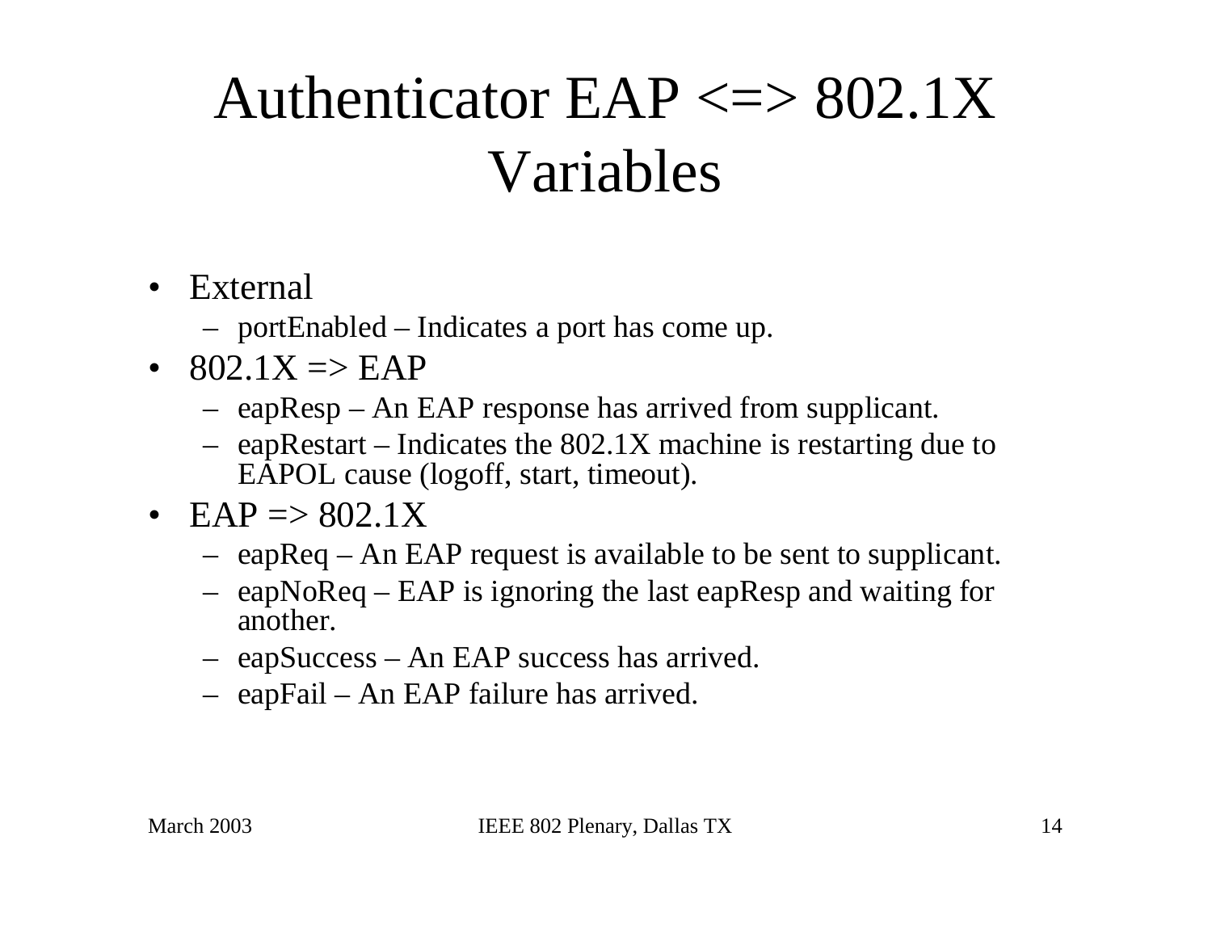# Authenticator EAP <=> 802.1X Variables

- External
  - portEnabled – Indicates a port has come up.
- 802.1X => EAP
  - eapResp – An EAP response has arrived from supplicant.
  - eapRestart – Indicates the 802.1X machine is restarting due to EAPOL cause (logoff, start, timeout).
- EAP => 802.1X
  - eapReq – An EAP request is available to be sent to supplicant.
  - eapNoReq – EAP is ignoring the last eapResp and waiting for another.
  - eapSuccess – An EAP success has arrived.
  - eapFail – An EAP failure has arrived.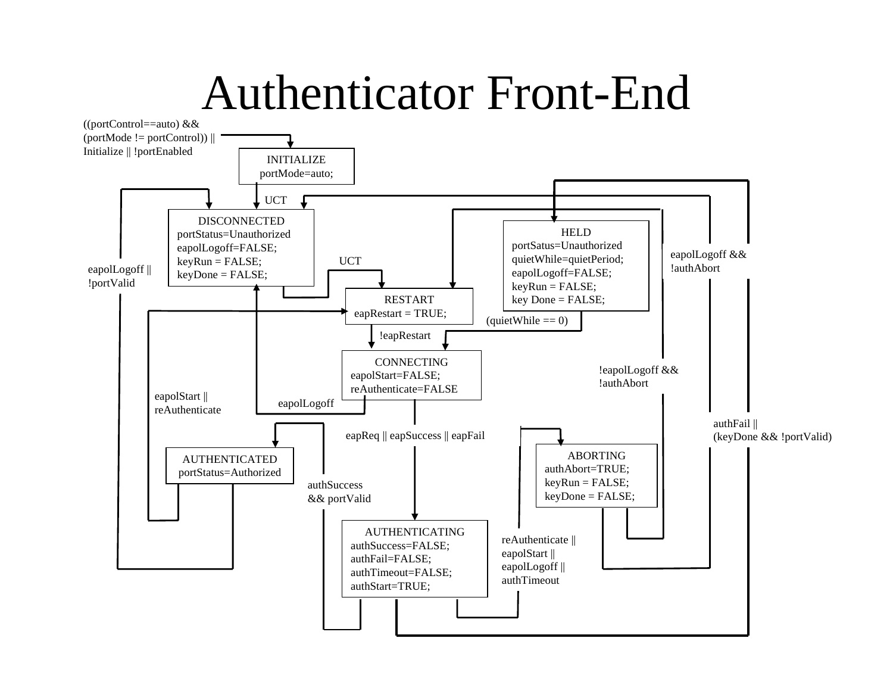# Authenticator Front-End

((portControl==auto) && (portMode != portControl)) || Initialize || !portEnabled

**INITIALIZE**
portMode=auto;

UCT

**DISCONNECTED**
portStatus=Unauthorized
eapolLogoff=FALSE;
keyRun = FALSE;
keyDone = FALSE;

UCT

**HELD**
portSatus=Unauthorized
quietWhile=quietPeriod;
eapolLogoff=FALSE;
keyRun = FALSE;
key Done = FALSE;

eapolLogoff && !authAbort

eapolLogoff || !portValid

**RESTART**
eapRestart = TRUE;

(quietWhile == 0)

!eapRestart

**CONNECTING**
eapolStart=FALSE;
reAuthenticate=FALSE

!eapolLogoff && !authAbort

eapolStart || reAuthenticate

eapolLogoff

authFail || (keyDone && !portValid)

eapReq || eapSuccess || eapFail

**AUTHENTICATED**
portStatus=Authorized

**ABORTING**
authAbort=TRUE;
keyRun = FALSE;
keyDone = FALSE;

authSuccess && portValid

**AUTHENTICATING**
authSuccess=FALSE;
authFail=FALSE;
authTimeout=FALSE;
authStart=TRUE;

reAuthenticate || eapolStart || eapolLogoff || authTimeout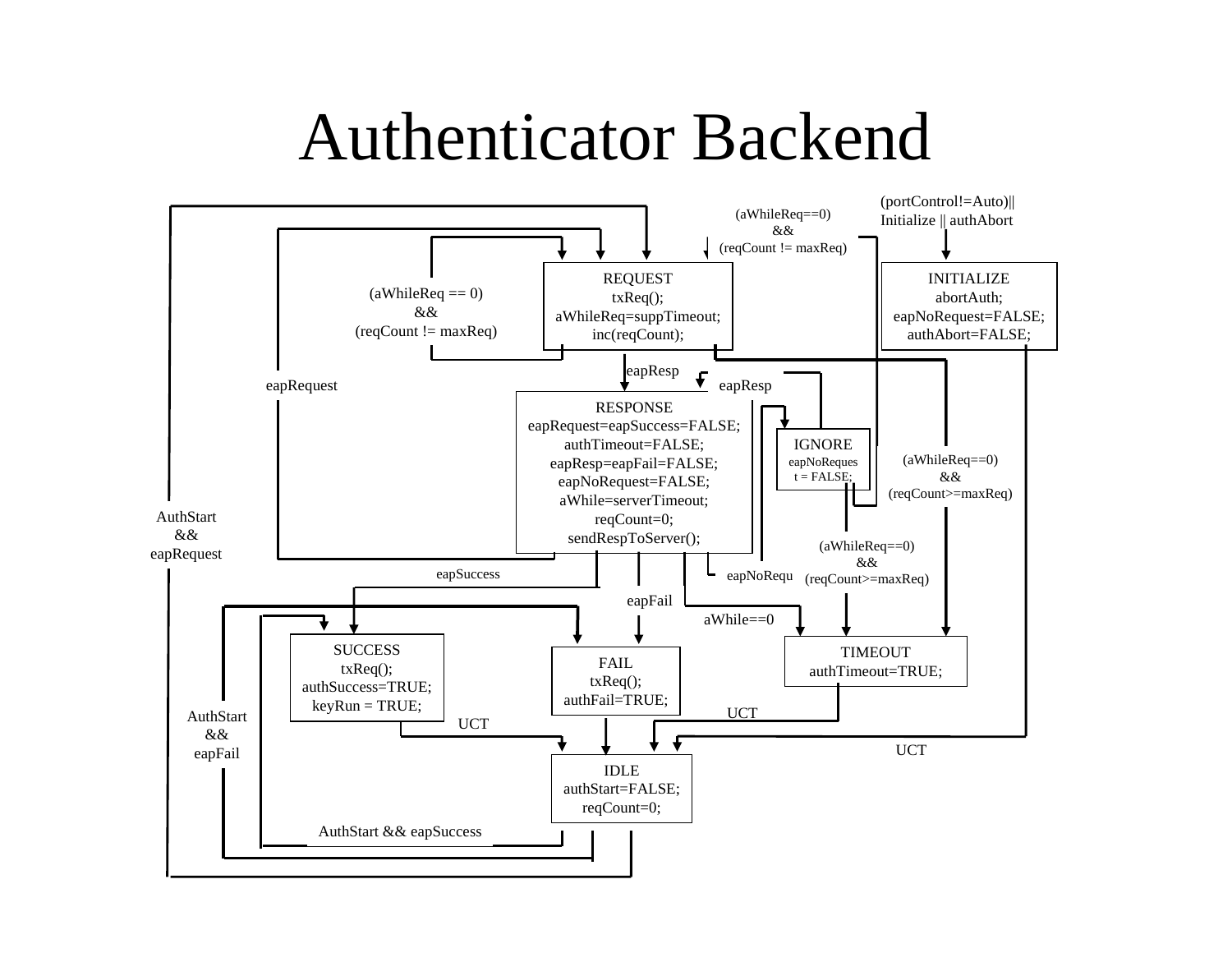# Authenticator Backend

(portControl!=Auto)|| Initialize || authAbort

(aWhileReq==0) && (reqCount != maxReq)

**REQUEST**
txReq();
aWhileReq=suppTimeout;
inc(reqCount);

**INITIALIZE**
abortAuth;
eapNoRequest=FALSE;
authAbort=FALSE;

(aWhileReq == 0) && (reqCount != maxReq)

eapResp

eapRequest

eapResp

**RESPONSE**
eapRequest=eapSuccess=FALSE;
authTimeout=FALSE;
eapResp=eapFail=FALSE;
eapNoRequest=FALSE;
aWhile=serverTimeout;
reqCount=0;
sendRespToServer();

**IGNORE**
eapNoRequest = FALSE;

(aWhileReq==0) && (reqCount>=maxReq)

AuthStart && eapRequest

(aWhileReq==0) && (reqCount>=maxReq)

eapSuccess

eapNoRequ

eapFail

aWhile==0

**SUCCESS**
txReq();
authSuccess=TRUE;
keyRun = TRUE;

**FAIL**
txReq();
authFail=TRUE;

**TIMEOUT**
authTimeout=TRUE;

AuthStart && eapFail

UCT

UCT

UCT

**IDLE**
authStart=FALSE;
reqCount=0;

AuthStart && eapSuccess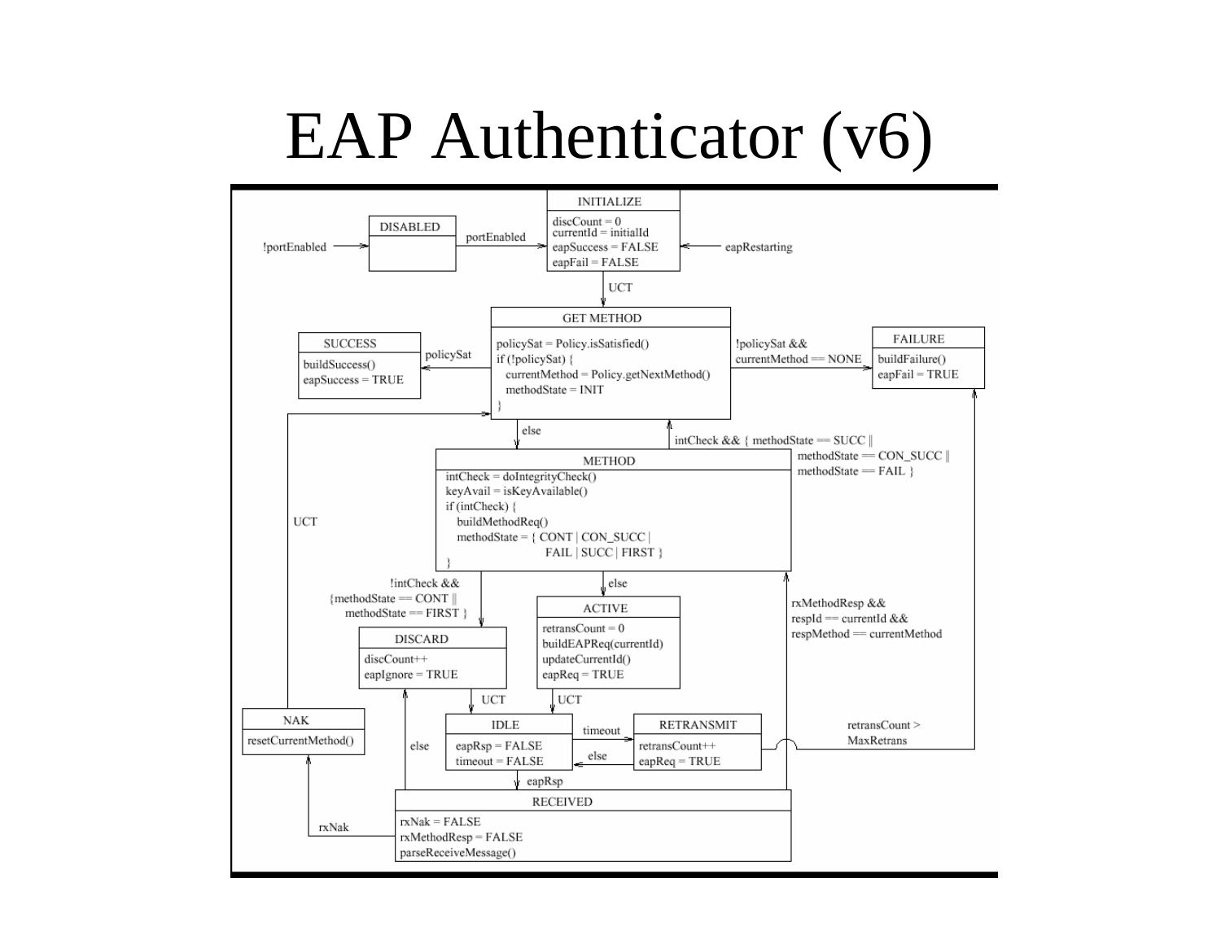# EAP Authenticator (v6)

**INITIALIZE**
- discCount = 0
- currentId = initialId
- eapSuccess = FALSE
- eapFail = FALSE

**DISABLED**

**GET METHOD**
```
policySat = Policy.isSatisfied()
if (!policySat) {
   currentMethod = Policy.getNextMethod()
   methodState = INIT
}
```

**SUCCESS**
- buildSuccess()
- eapSuccess = TRUE

**FAILURE**
- buildFailure()
- eapFail = TRUE

**METHOD**
```
intCheck = doIntegrityCheck()
keyAvail = isKeyAvailable()
if (intCheck) {
   buildMethodReq()
   methodState = { CONT | CON_SUCC |
                   FAIL | SUCC | FIRST }
}
```

**DISCARD**
- discCount++
- eapIgnore = TRUE

**ACTIVE**
- retransCount = 0
- buildEAPReq(currentId)
- updateCurrentId()
- eapReq = TRUE

**NAK**
- resetCurrentMethod()

**IDLE**
- eapRsp = FALSE
- timeout = FALSE

**RETRANSMIT**
- retransCount++
- eapReq = TRUE

**RECEIVED**
- rxNak = FALSE
- rxMethodResp = FALSE
- parseReceiveMessage()

**Transitions**
- !portEnabled → DISABLED
- DISABLED → INITIALIZE: portEnabled
- eapRestarting → INITIALIZE
- INITIALIZE → GET METHOD: UCT
- GET METHOD → SUCCESS: policySat
- GET METHOD → FAILURE: !policySat && currentMethod == NONE
- GET METHOD → METHOD: else
- METHOD → GET METHOD: intCheck && { methodState == SUCC || methodState == CON_SUCC || methodState == FAIL }
- METHOD → DISCARD: !intCheck && {methodState == CONT || methodState == FIRST }
- METHOD → ACTIVE: else
- DISCARD → IDLE: UCT
- ACTIVE → IDLE: UCT
- IDLE → RETRANSMIT: timeout
- RETRANSMIT → IDLE: else
- RETRANSMIT → FAILURE: retransCount > MaxRetrans
- IDLE → RECEIVED: eapRsp
- RECEIVED → METHOD: rxMethodResp && respId == currentId && respMethod == currentMethod
- RECEIVED → NAK: rxNak
- RECEIVED → DISCARD: else
- NAK → GET METHOD: UCT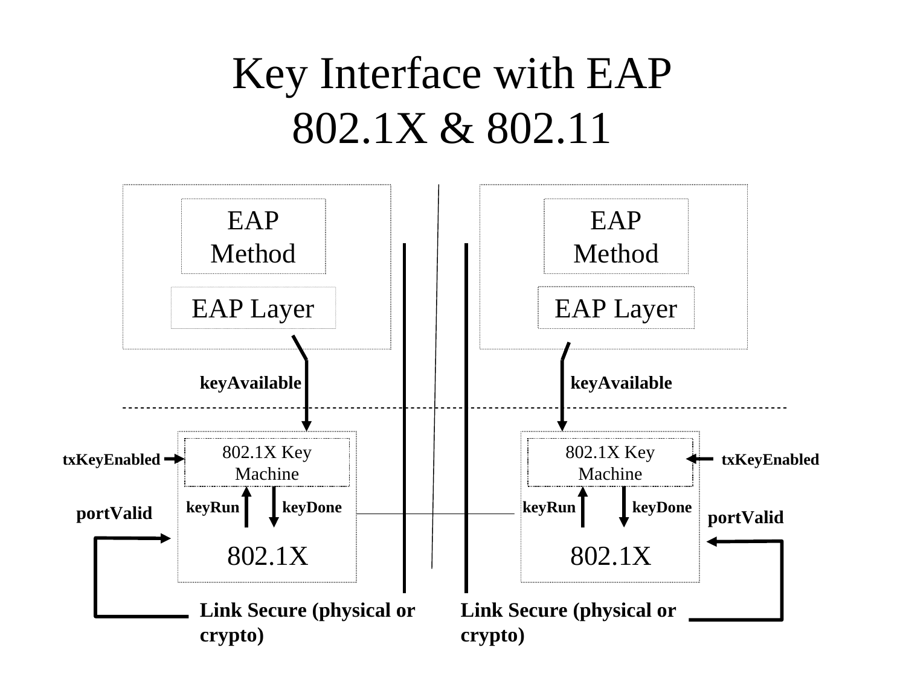# Key Interface with EAP 802.1X & 802.11

EAP Method

EAP Layer

keyAvailable

802.1X Key Machine

txKeyEnabled

keyRun

keyDone

portValid

802.1X

Link Secure (physical or crypto)

EAP Method

EAP Layer

keyAvailable

802.1X Key Machine

txKeyEnabled

keyRun

keyDone

portValid

802.1X

Link Secure (physical or crypto)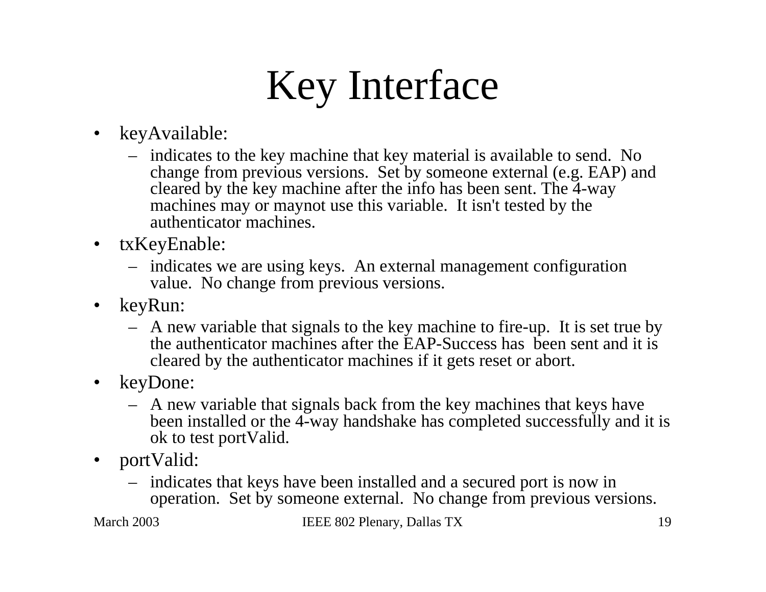# Key Interface

- keyAvailable:
  - indicates to the key machine that key material is available to send. No change from previous versions. Set by someone external (e.g. EAP) and cleared by the key machine after the info has been sent. The 4-way machines may or maynot use this variable. It isn't tested by the authenticator machines.
- txKeyEnable:
  - indicates we are using keys. An external management configuration value. No change from previous versions.
- keyRun:
  - A new variable that signals to the key machine to fire-up. It is set true by the authenticator machines after the EAP-Success has been sent and it is cleared by the authenticator machines if it gets reset or abort.
- keyDone:
  - A new variable that signals back from the key machines that keys have been installed or the 4-way handshake has completed successfully and it is ok to test portValid.
- portValid:
  - indicates that keys have been installed and a secured port is now in operation. Set by someone external. No change from previous versions.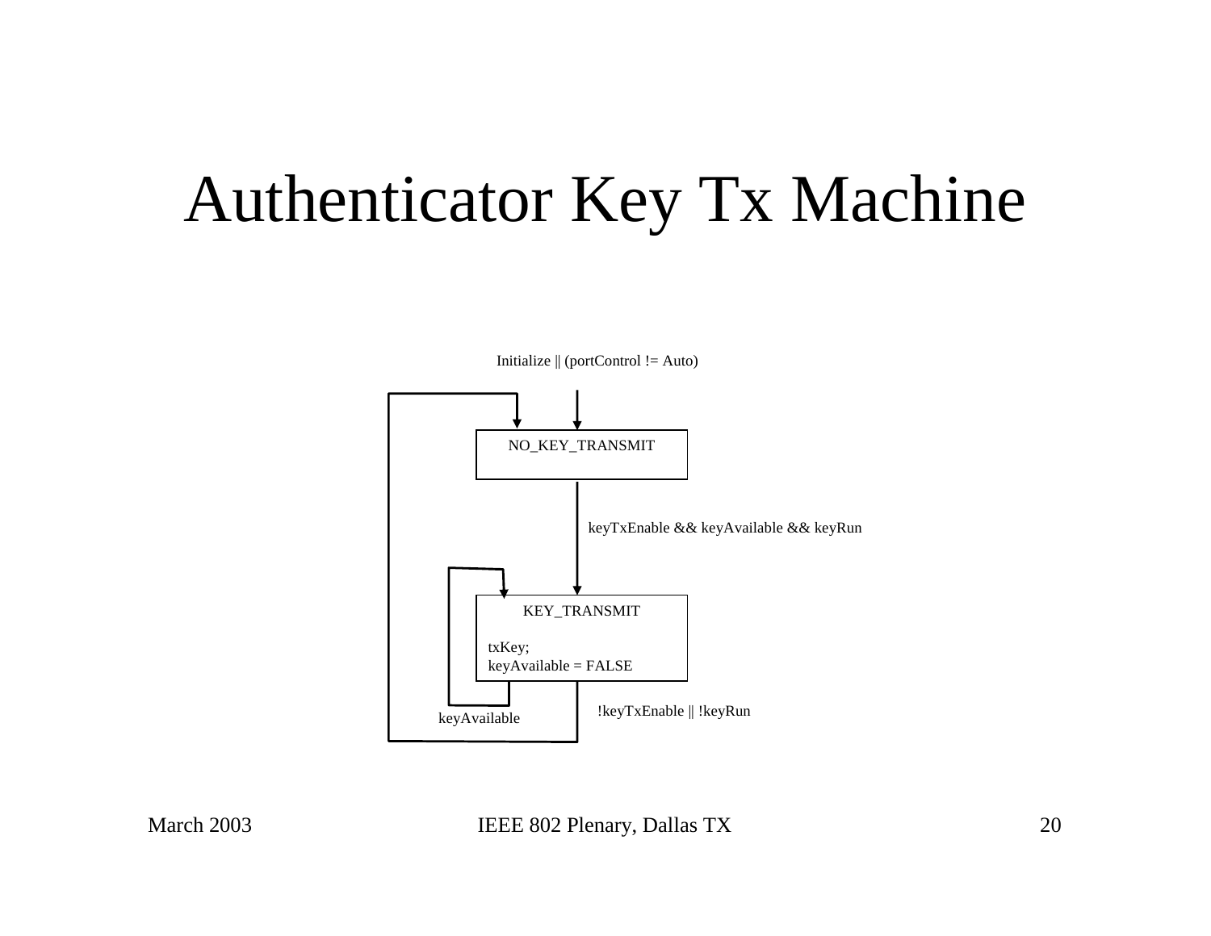# Authenticator Key Tx Machine

Initialize || (portControl != Auto)

NO_KEY_TRANSMIT

keyTxEnable && keyAvailable && keyRun

KEY_TRANSMIT

txKey;
keyAvailable = FALSE

keyAvailable

!keyTxEnable || !keyRun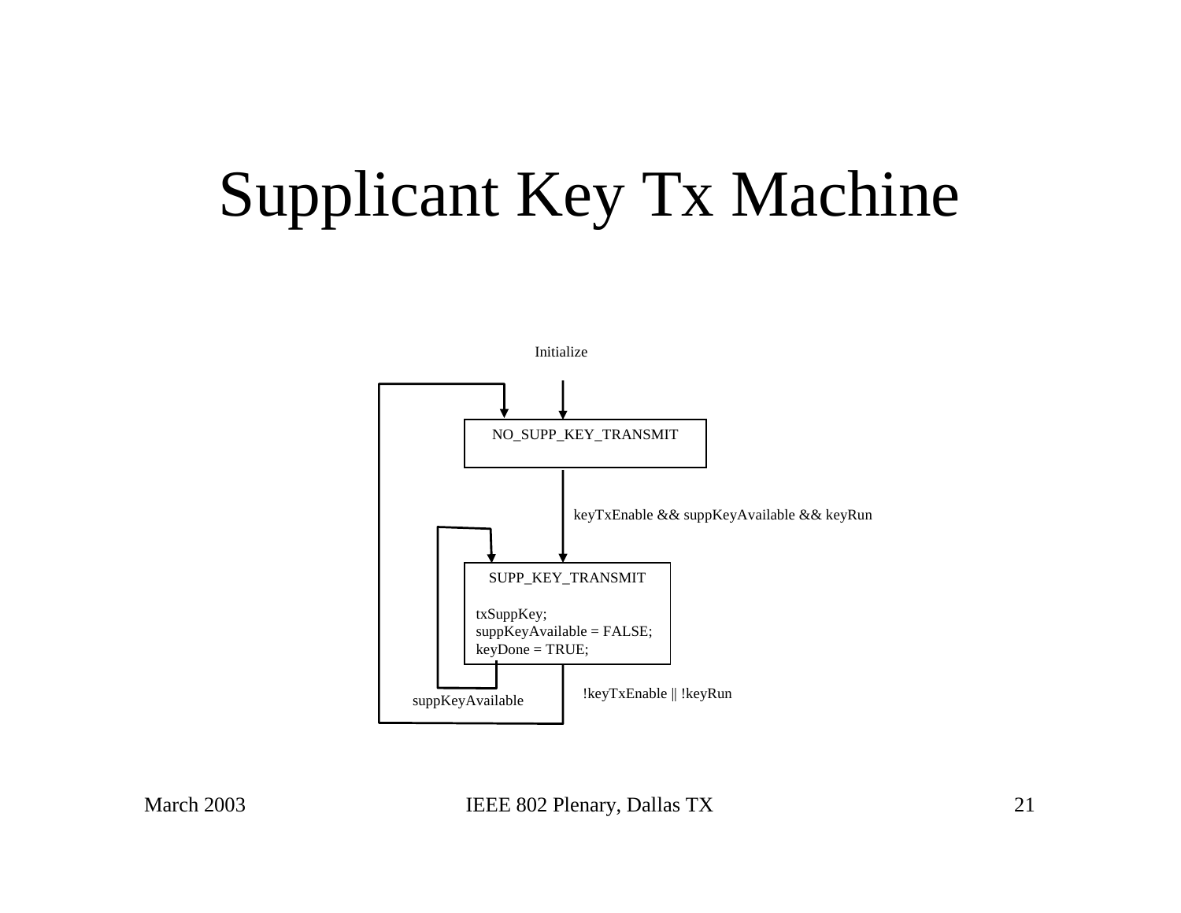# Supplicant Key Tx Machine

Initialize

NO_SUPP_KEY_TRANSMIT

keyTxEnable && suppKeyAvailable && keyRun

SUPP_KEY_TRANSMIT

txSuppKey;
suppKeyAvailable = FALSE;
keyDone = TRUE;

suppKeyAvailable

!keyTxEnable || !keyRun